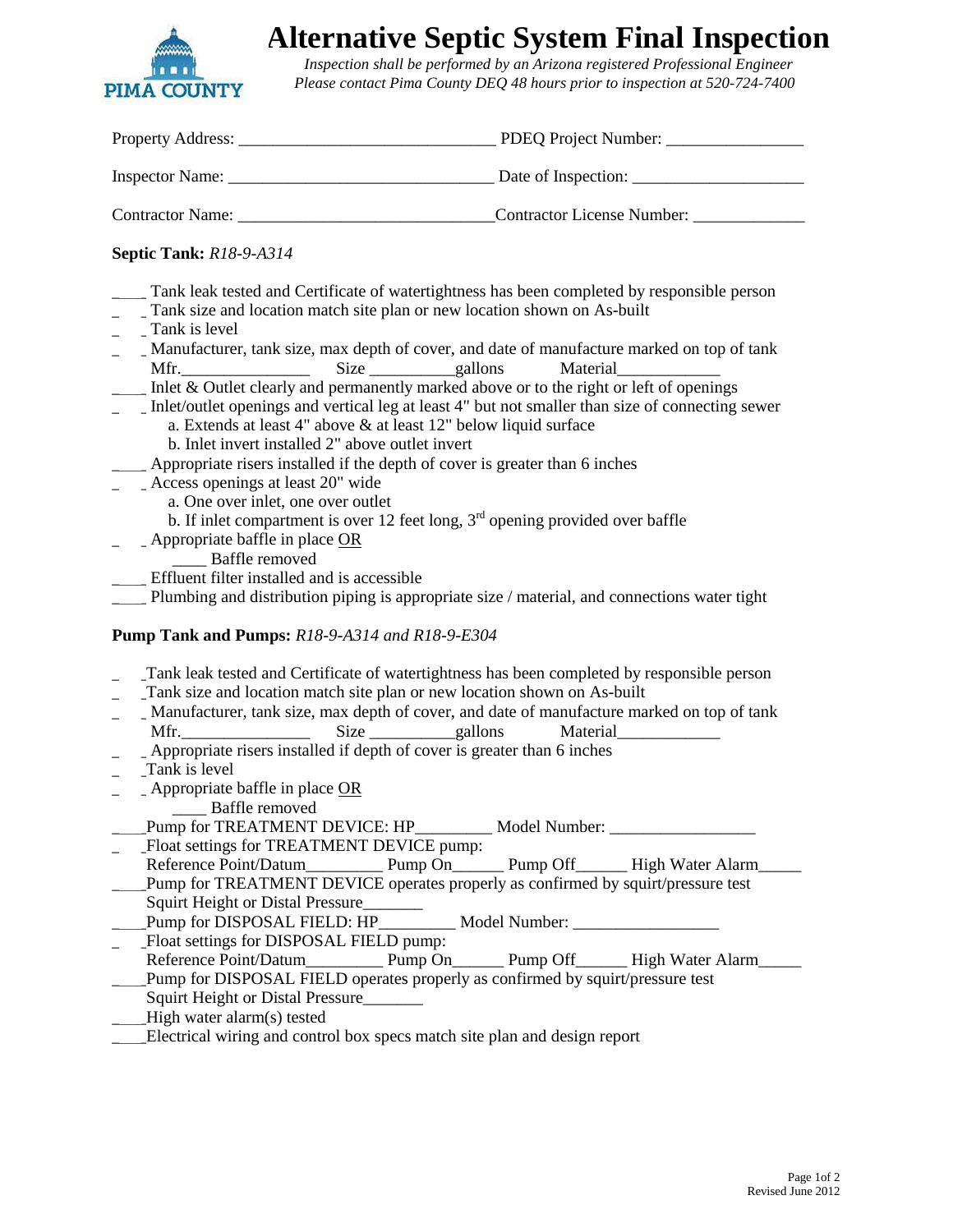# Alternative Septic System Final Inspection

*Inspection shall be performed by an Arizona registered Professional Engineer*
*Please contact Pima County DEQ 48 hours prior to inspection at 520-724-7400*

Property Address: ______________________________ PDEQ Project Number: ________________

Inspector Name: _______________________________ Date of Inspection: ____________________

Contractor Name: ______________________________ Contractor License Number: _____________

**Septic Tank:** *R18-9-A314*

____ Tank leak tested and Certificate of watertightness has been completed by responsible person
____ Tank size and location match site plan or new location shown on As-built
____ Tank is level
____ Manufacturer, tank size, max depth of cover, and date of manufacture marked on top of tank
Mfr._______________ Size __________gallons Material____________
____ Inlet & Outlet clearly and permanently marked above or to the right or left of openings
____ Inlet/outlet openings and vertical leg at least 4" but not smaller than size of connecting sewer
a. Extends at least 4" above & at least 12" below liquid surface
b. Inlet invert installed 2" above outlet invert
____ Appropriate risers installed if the depth of cover is greater than 6 inches
____ Access openings at least 20" wide
a. One over inlet, one over outlet
b. If inlet compartment is over 12 feet long, 3rd opening provided over baffle
____ Appropriate baffle in place OR
____ Baffle removed
____ Effluent filter installed and is accessible
____ Plumbing and distribution piping is appropriate size / material, and connections water tight

**Pump Tank and Pumps:** *R18-9-A314 and R18-9-E304*

____ Tank leak tested and Certificate of watertightness has been completed by responsible person
____ Tank size and location match site plan or new location shown on As-built
____ Manufacturer, tank size, max depth of cover, and date of manufacture marked on top of tank
Mfr._______________ Size __________gallons Material____________
____ Appropriate risers installed if depth of cover is greater than 6 inches
____ Tank is level
____ Appropriate baffle in place OR
____ Baffle removed
____ Pump for TREATMENT DEVICE: HP_________ Model Number: _________________
____ Float settings for TREATMENT DEVICE pump:
Reference Point/Datum_________ Pump On______ Pump Off______ High Water Alarm_____
____ Pump for TREATMENT DEVICE operates properly as confirmed by squirt/pressure test
Squirt Height or Distal Pressure_______
____ Pump for DISPOSAL FIELD: HP_________ Model Number: _________________
____ Float settings for DISPOSAL FIELD pump:
Reference Point/Datum_________ Pump On______ Pump Off______ High Water Alarm_____
____ Pump for DISPOSAL FIELD operates properly as confirmed by squirt/pressure test
Squirt Height or Distal Pressure_______
____ High water alarm(s) tested
____ Electrical wiring and control box specs match site plan and design report

Revised June 2012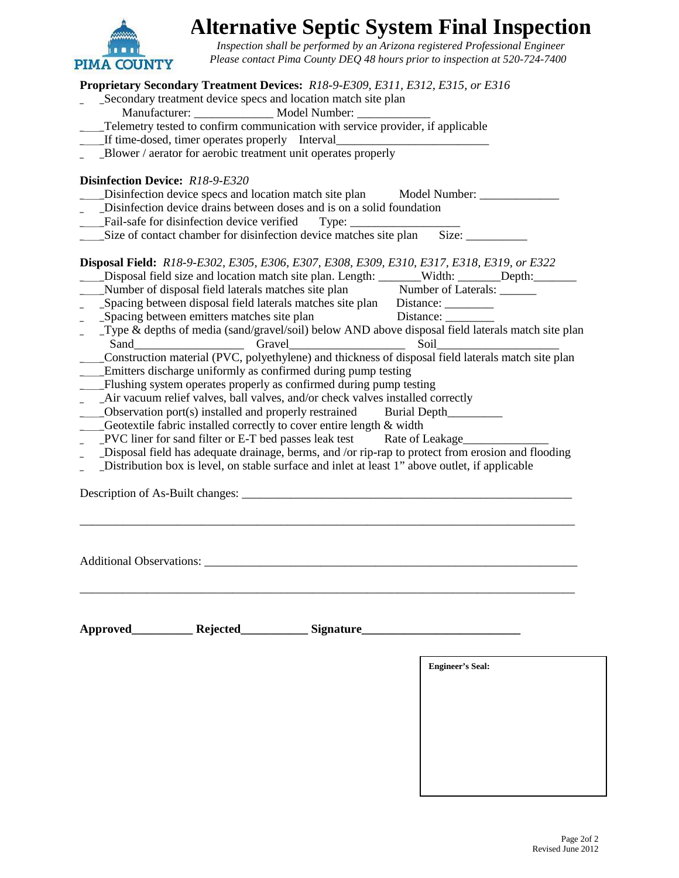# Alternative Septic System Final Inspection

*Inspection shall be performed by an Arizona registered Professional Engineer*
*Please contact Pima County DEQ 48 hours prior to inspection at 520-724-7400*

**Proprietary Secondary Treatment Devices:** *R18-9-E309, E311, E312, E315, or E316*

_ _Secondary treatment device specs and location match site plan
Manufacturer: _____________ Model Number: ____________
____Telemetry tested to confirm communication with service provider, if applicable
____If time-dosed, timer operates properly Interval_________________________
_ _Blower / aerator for aerobic treatment unit operates properly

**Disinfection Device:** *R18-9-E320*

____Disinfection device specs and location match site plan Model Number: _____________
_ _Disinfection device drains between doses and is on a solid foundation
____Fail-safe for disinfection device verified Type: __________________
____Size of contact chamber for disinfection device matches site plan Size: __________

**Disposal Field:** *R18-9-E302, E305, E306, E307, E308, E309, E310, E317, E318, E319, or E322*

____Disposal field size and location match site plan. Length: _______Width: _______Depth:_______
____Number of disposal field laterals matches site plan Number of Laterals: ______
_ _Spacing between disposal field laterals matches site plan Distance: ________
_ _Spacing between emitters matches site plan Distance: ________
_ _Type & depths of media (sand/gravel/soil) below AND above disposal field laterals match site plan
Sand__________________ Gravel___________________ Soil____________________
____Construction material (PVC, polyethylene) and thickness of disposal field laterals match site plan
____Emitters discharge uniformly as confirmed during pump testing
____Flushing system operates properly as confirmed during pump testing
_ _Air vacuum relief valves, ball valves, and/or check valves installed correctly
____Observation port(s) installed and properly restrained Burial Depth_________
____Geotextile fabric installed correctly to cover entire length & width
_ _PVC liner for sand filter or E-T bed passes leak test Rate of Leakage______________
_ _Disposal field has adequate drainage, berms, and /or rip-rap to protect from erosion and flooding
_ _Distribution box is level, on stable surface and inlet at least 1" above outlet, if applicable

Description of As-Built changes: ________________________________________________________

_____________________________________________________________________________________

Additional Observations: _________________________________________________________________

_____________________________________________________________________________________

**Approved__________ Rejected___________ Signature__________________________**

**Engineer's Seal:**

Revised June 2012